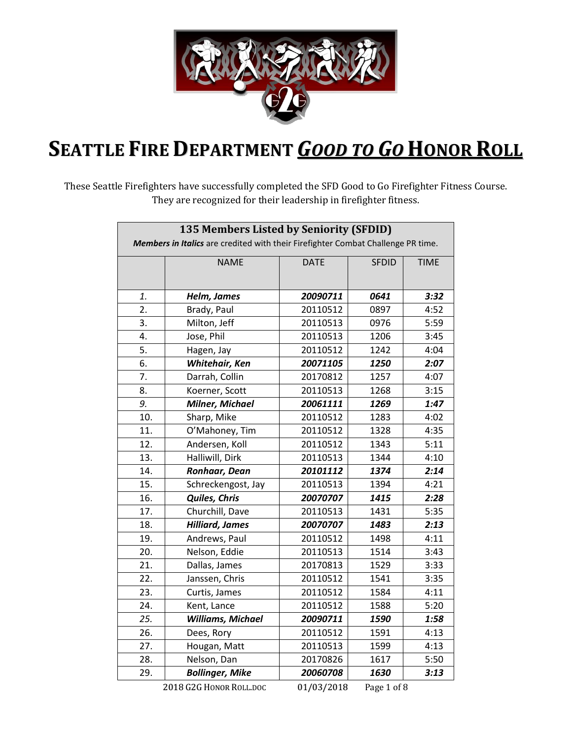# SEATTLE FIRE DEPARTMENT *GOOD TO GO* HONOR ROLL

These Seattle Firefighters have successfully completed the SFD Good to Go Firefighter Fitness Course. They are recognized for their leadership in firefighter fitness.

| **135 Members Listed by Seniority (SFDID)** *Members in Italics* are credited with their Firefighter Combat Challenge PR time. | | | | |
|---|---|---|---|---|
| | NAME | DATE | SFDID | TIME |
| *1.* | ***Helm, James*** | ***20090711*** | ***0641*** | ***3:32*** |
| 2. | Brady, Paul | 20110512 | 0897 | 4:52 |
| 3. | Milton, Jeff | 20110513 | 0976 | 5:59 |
| 4. | Jose, Phil | 20110513 | 1206 | 3:45 |
| 5. | Hagen, Jay | 20110512 | 1242 | 4:04 |
| 6. | ***Whitehair, Ken*** | ***20071105*** | ***1250*** | ***2:07*** |
| 7. | Darrah, Collin | 20170812 | 1257 | 4:07 |
| 8. | Koerner, Scott | 20110513 | 1268 | 3:15 |
| *9.* | ***Milner, Michael*** | ***20061111*** | ***1269*** | ***1:47*** |
| 10. | Sharp, Mike | 20110512 | 1283 | 4:02 |
| 11. | O'Mahoney, Tim | 20110512 | 1328 | 4:35 |
| 12. | Andersen, Koll | 20110512 | 1343 | 5:11 |
| 13. | Halliwill, Dirk | 20110513 | 1344 | 4:10 |
| 14. | ***Ronhaar, Dean*** | ***20101112*** | ***1374*** | ***2:14*** |
| 15. | Schreckengost, Jay | 20110513 | 1394 | 4:21 |
| 16. | ***Quiles, Chris*** | ***20070707*** | ***1415*** | ***2:28*** |
| 17. | Churchill, Dave | 20110513 | 1431 | 5:35 |
| 18. | ***Hilliard, James*** | ***20070707*** | ***1483*** | ***2:13*** |
| 19. | Andrews, Paul | 20110512 | 1498 | 4:11 |
| 20. | Nelson, Eddie | 20110513 | 1514 | 3:43 |
| 21. | Dallas, James | 20170813 | 1529 | 3:33 |
| 22. | Janssen, Chris | 20110512 | 1541 | 3:35 |
| 23. | Curtis, James | 20110512 | 1584 | 4:11 |
| 24. | Kent, Lance | 20110512 | 1588 | 5:20 |
| *25.* | ***Williams, Michael*** | ***20090711*** | ***1590*** | ***1:58*** |
| 26. | Dees, Rory | 20110512 | 1591 | 4:13 |
| 27. | Hougan, Matt | 20110513 | 1599 | 4:13 |
| 28. | Nelson, Dan | 20170826 | 1617 | 5:50 |
| 29. | ***Bollinger, Mike*** | ***20060708*** | ***1630*** | ***3:13*** |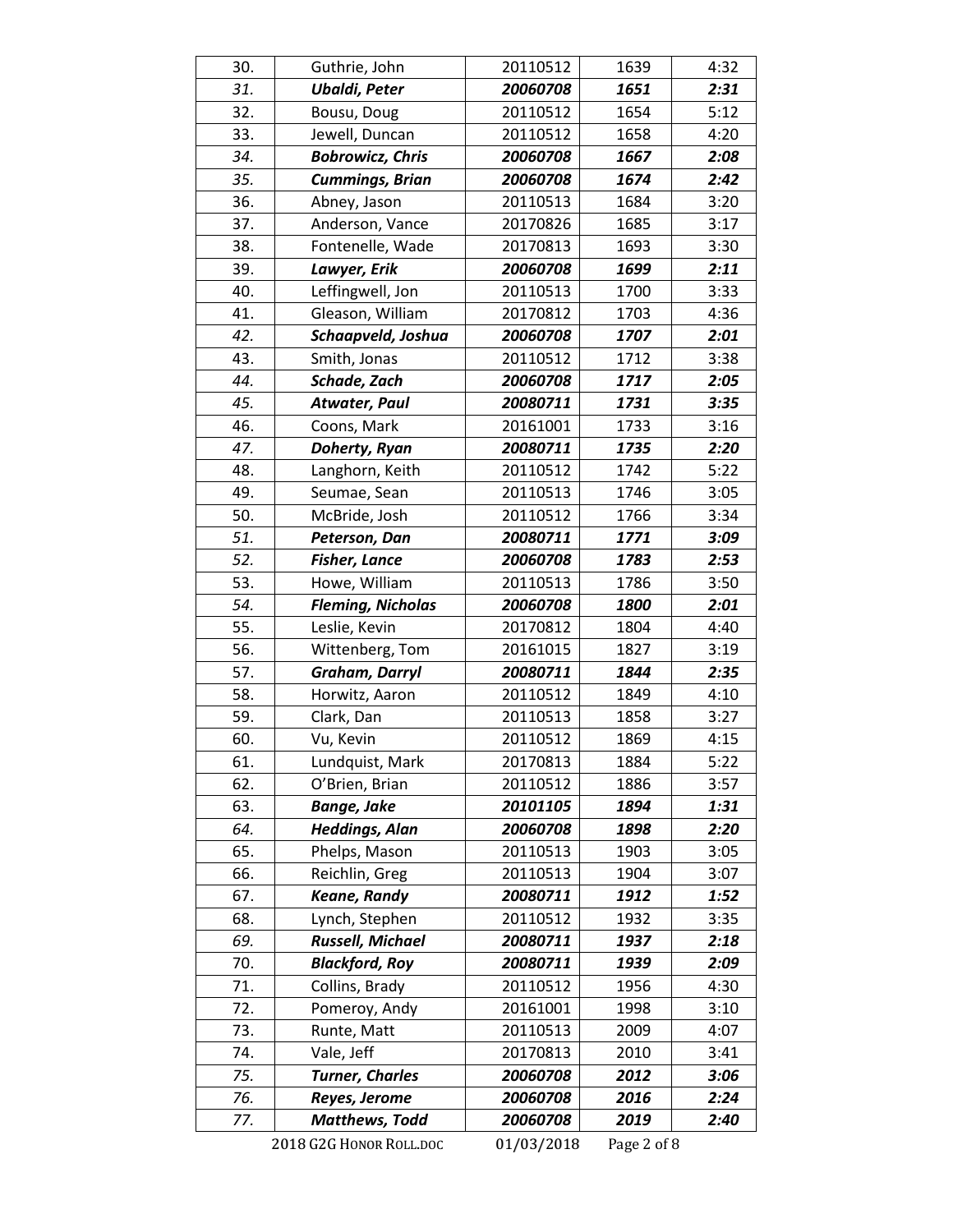| | | | | |
|---|---|---|---|---|
| 30. | Guthrie, John | 20110512 | 1639 | 4:32 |
| *31.* | ***Ubaldi, Peter*** | ***20060708*** | ***1651*** | ***2:31*** |
| 32. | Bousu, Doug | 20110512 | 1654 | 5:12 |
| 33. | Jewell, Duncan | 20110512 | 1658 | 4:20 |
| *34.* | ***Bobrowicz, Chris*** | ***20060708*** | ***1667*** | ***2:08*** |
| *35.* | ***Cummings, Brian*** | ***20060708*** | ***1674*** | ***2:42*** |
| 36. | Abney, Jason | 20110513 | 1684 | 3:20 |
| 37. | Anderson, Vance | 20170826 | 1685 | 3:17 |
| 38. | Fontenelle, Wade | 20170813 | 1693 | 3:30 |
| *39.* | ***Lawyer, Erik*** | ***20060708*** | ***1699*** | ***2:11*** |
| 40. | Leffingwell, Jon | 20110513 | 1700 | 3:33 |
| 41. | Gleason, William | 20170812 | 1703 | 4:36 |
| *42.* | ***Schaapveld, Joshua*** | ***20060708*** | ***1707*** | ***2:01*** |
| 43. | Smith, Jonas | 20110512 | 1712 | 3:38 |
| *44.* | ***Schade, Zach*** | ***20060708*** | ***1717*** | ***2:05*** |
| *45.* | ***Atwater, Paul*** | ***20080711*** | ***1731*** | ***3:35*** |
| 46. | Coons, Mark | 20161001 | 1733 | 3:16 |
| *47.* | ***Doherty, Ryan*** | ***20080711*** | ***1735*** | ***2:20*** |
| 48. | Langhorn, Keith | 20110512 | 1742 | 5:22 |
| 49. | Seumae, Sean | 20110513 | 1746 | 3:05 |
| 50. | McBride, Josh | 20110512 | 1766 | 3:34 |
| *51.* | ***Peterson, Dan*** | ***20080711*** | ***1771*** | ***3:09*** |
| *52.* | ***Fisher, Lance*** | ***20060708*** | ***1783*** | ***2:53*** |
| 53. | Howe, William | 20110513 | 1786 | 3:50 |
| *54.* | ***Fleming, Nicholas*** | ***20060708*** | ***1800*** | ***2:01*** |
| 55. | Leslie, Kevin | 20170812 | 1804 | 4:40 |
| 56. | Wittenberg, Tom | 20161015 | 1827 | 3:19 |
| *57.* | ***Graham, Darryl*** | ***20080711*** | ***1844*** | ***2:35*** |
| 58. | Horwitz, Aaron | 20110512 | 1849 | 4:10 |
| 59. | Clark, Dan | 20110513 | 1858 | 3:27 |
| 60. | Vu, Kevin | 20110512 | 1869 | 4:15 |
| 61. | Lundquist, Mark | 20170813 | 1884 | 5:22 |
| 62. | O'Brien, Brian | 20110512 | 1886 | 3:57 |
| 63. | ***Bange, Jake*** | ***20101105*** | ***1894*** | ***1:31*** |
| *64.* | ***Heddings, Alan*** | ***20060708*** | ***1898*** | ***2:20*** |
| 65. | Phelps, Mason | 20110513 | 1903 | 3:05 |
| 66. | Reichlin, Greg | 20110513 | 1904 | 3:07 |
| 67. | ***Keane, Randy*** | ***20080711*** | ***1912*** | ***1:52*** |
| 68. | Lynch, Stephen | 20110512 | 1932 | 3:35 |
| *69.* | ***Russell, Michael*** | ***20080711*** | ***1937*** | ***2:18*** |
| 70. | ***Blackford, Roy*** | ***20080711*** | ***1939*** | ***2:09*** |
| 71. | Collins, Brady | 20110512 | 1956 | 4:30 |
| 72. | Pomeroy, Andy | 20161001 | 1998 | 3:10 |
| 73. | Runte, Matt | 20110513 | 2009 | 4:07 |
| 74. | Vale, Jeff | 20170813 | 2010 | 3:41 |
| *75.* | ***Turner, Charles*** | ***20060708*** | ***2012*** | ***3:06*** |
| *76.* | ***Reyes, Jerome*** | ***20060708*** | ***2016*** | ***2:24*** |
| *77.* | ***Matthews, Todd*** | ***20060708*** | ***2019*** | ***2:40*** |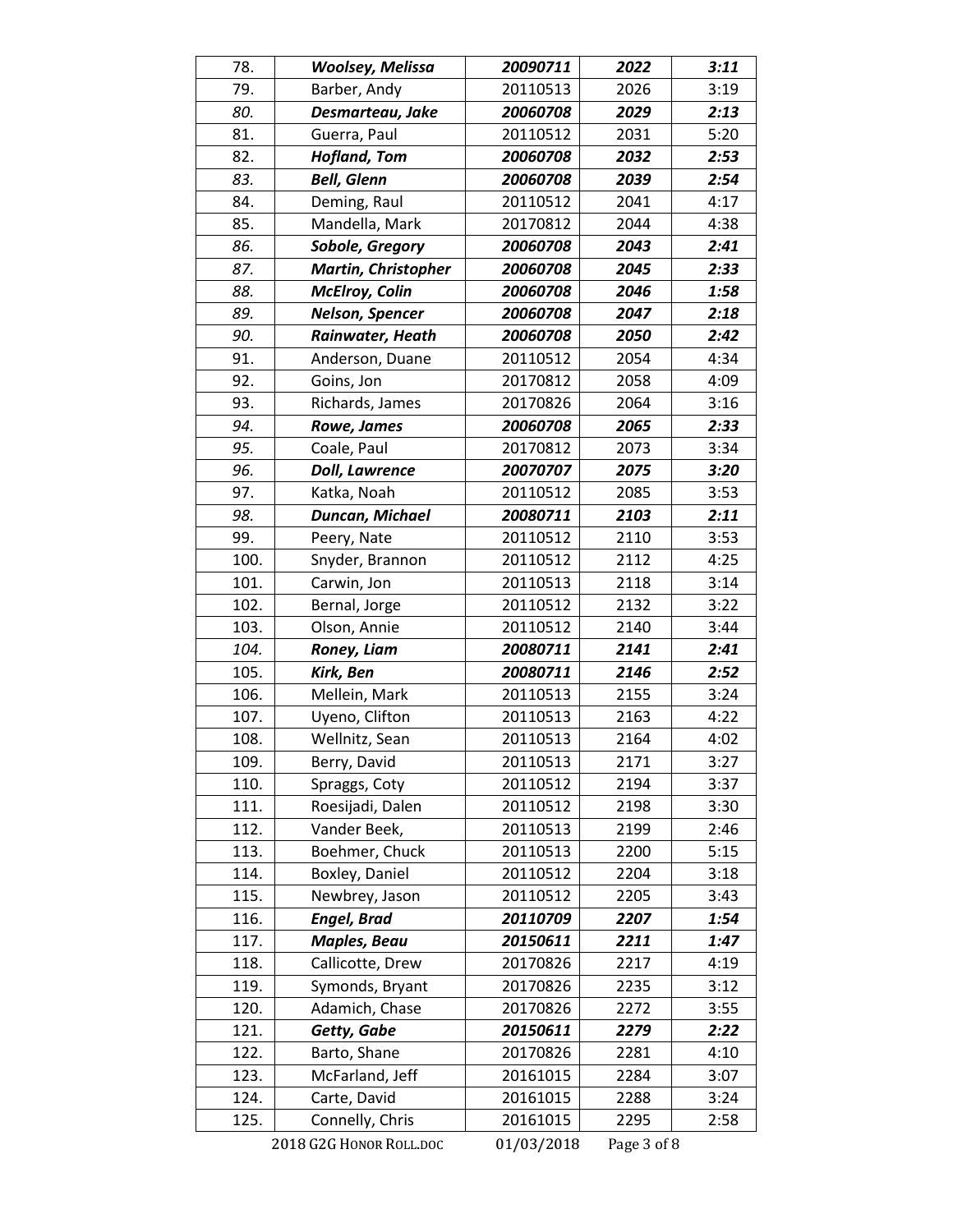| | | | | |
|---|---|---|---|---|
| 78. | ***Woolsey, Melissa*** | ***20090711*** | ***2022*** | ***3:11*** |
| 79. | Barber, Andy | 20110513 | 2026 | 3:19 |
| *80.* | ***Desmarteau, Jake*** | ***20060708*** | ***2029*** | ***2:13*** |
| 81. | Guerra, Paul | 20110512 | 2031 | 5:20 |
| 82. | ***Hofland, Tom*** | ***20060708*** | ***2032*** | ***2:53*** |
| *83.* | ***Bell, Glenn*** | ***20060708*** | ***2039*** | ***2:54*** |
| 84. | Deming, Raul | 20110512 | 2041 | 4:17 |
| 85. | Mandella, Mark | 20170812 | 2044 | 4:38 |
| *86.* | ***Sobole, Gregory*** | ***20060708*** | ***2043*** | ***2:41*** |
| *87.* | ***Martin, Christopher*** | ***20060708*** | ***2045*** | ***2:33*** |
| *88.* | ***McElroy, Colin*** | ***20060708*** | ***2046*** | ***1:58*** |
| *89.* | ***Nelson, Spencer*** | ***20060708*** | ***2047*** | ***2:18*** |
| *90.* | ***Rainwater, Heath*** | ***20060708*** | ***2050*** | ***2:42*** |
| 91. | Anderson, Duane | 20110512 | 2054 | 4:34 |
| 92. | Goins, Jon | 20170812 | 2058 | 4:09 |
| 93. | Richards, James | 20170826 | 2064 | 3:16 |
| *94.* | ***Rowe, James*** | ***20060708*** | ***2065*** | ***2:33*** |
| *95.* | Coale, Paul | 20170812 | 2073 | 3:34 |
| *96.* | ***Doll, Lawrence*** | ***20070707*** | ***2075*** | ***3:20*** |
| 97. | Katka, Noah | 20110512 | 2085 | 3:53 |
| *98.* | ***Duncan, Michael*** | ***20080711*** | ***2103*** | ***2:11*** |
| 99. | Peery, Nate | 20110512 | 2110 | 3:53 |
| 100. | Snyder, Brannon | 20110512 | 2112 | 4:25 |
| 101. | Carwin, Jon | 20110513 | 2118 | 3:14 |
| 102. | Bernal, Jorge | 20110512 | 2132 | 3:22 |
| 103. | Olson, Annie | 20110512 | 2140 | 3:44 |
| *104.* | ***Roney, Liam*** | ***20080711*** | ***2141*** | ***2:41*** |
| 105. | ***Kirk, Ben*** | ***20080711*** | ***2146*** | ***2:52*** |
| 106. | Mellein, Mark | 20110513 | 2155 | 3:24 |
| 107. | Uyeno, Clifton | 20110513 | 2163 | 4:22 |
| 108. | Wellnitz, Sean | 20110513 | 2164 | 4:02 |
| 109. | Berry, David | 20110513 | 2171 | 3:27 |
| 110. | Spraggs, Coty | 20110512 | 2194 | 3:37 |
| 111. | Roesijadi, Dalen | 20110512 | 2198 | 3:30 |
| 112. | Vander Beek, | 20110513 | 2199 | 2:46 |
| 113. | Boehmer, Chuck | 20110513 | 2200 | 5:15 |
| 114. | Boxley, Daniel | 20110512 | 2204 | 3:18 |
| 115. | Newbrey, Jason | 20110512 | 2205 | 3:43 |
| 116. | ***Engel, Brad*** | ***20110709*** | ***2207*** | ***1:54*** |
| 117. | ***Maples, Beau*** | ***20150611*** | ***2211*** | ***1:47*** |
| 118. | Callicotte, Drew | 20170826 | 2217 | 4:19 |
| 119. | Symonds, Bryant | 20170826 | 2235 | 3:12 |
| 120. | Adamich, Chase | 20170826 | 2272 | 3:55 |
| 121. | ***Getty, Gabe*** | ***20150611*** | ***2279*** | ***2:22*** |
| 122. | Barto, Shane | 20170826 | 2281 | 4:10 |
| 123. | McFarland, Jeff | 20161015 | 2284 | 3:07 |
| 124. | Carte, David | 20161015 | 2288 | 3:24 |
| 125. | Connelly, Chris | 20161015 | 2295 | 2:58 |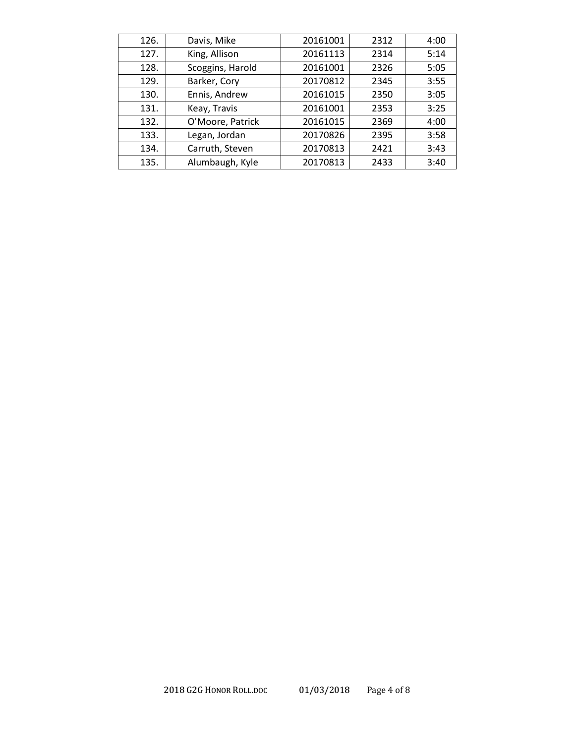| | | | | |
|---|---|---|---|---|
| 126. | Davis, Mike | 20161001 | 2312 | 4:00 |
| 127. | King, Allison | 20161113 | 2314 | 5:14 |
| 128. | Scoggins, Harold | 20161001 | 2326 | 5:05 |
| 129. | Barker, Cory | 20170812 | 2345 | 3:55 |
| 130. | Ennis, Andrew | 20161015 | 2350 | 3:05 |
| 131. | Keay, Travis | 20161001 | 2353 | 3:25 |
| 132. | O'Moore, Patrick | 20161015 | 2369 | 4:00 |
| 133. | Legan, Jordan | 20170826 | 2395 | 3:58 |
| 134. | Carruth, Steven | 20170813 | 2421 | 3:43 |
| 135. | Alumbaugh, Kyle | 20170813 | 2433 | 3:40 |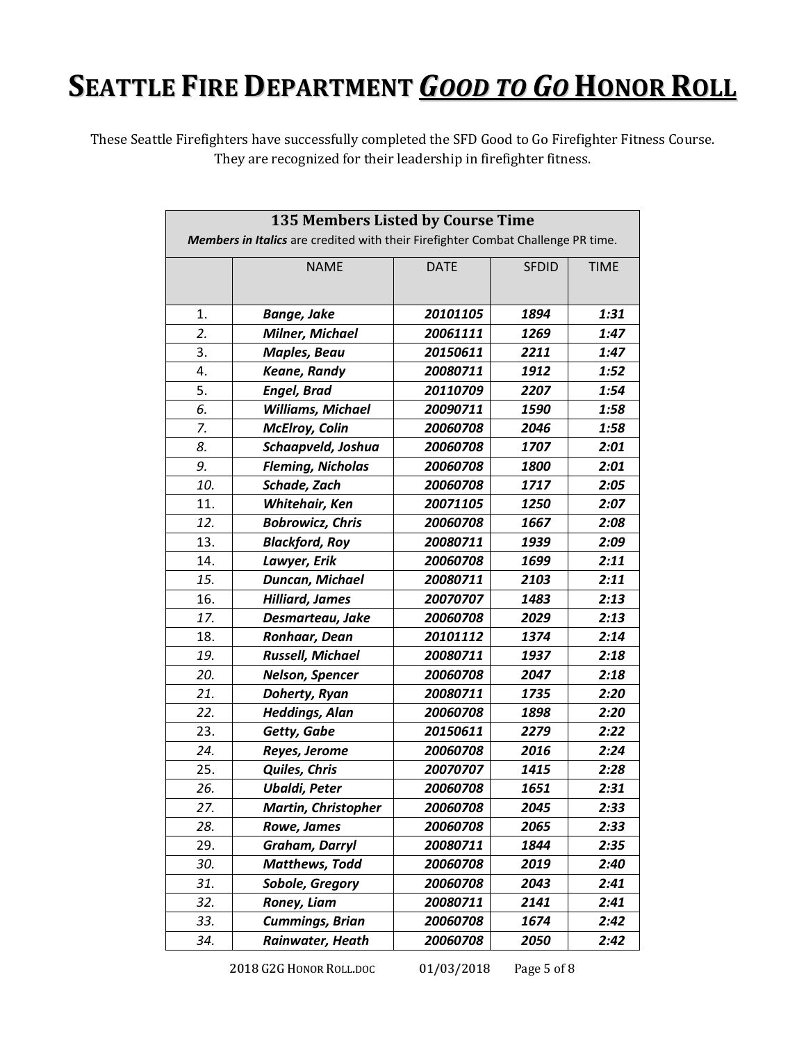# SEATTLE FIRE DEPARTMENT *GOOD TO GO* HONOR ROLL

These Seattle Firefighters have successfully completed the SFD Good to Go Firefighter Fitness Course. They are recognized for their leadership in firefighter fitness.

| 135 Members Listed by Course Time<br>***Members in Italics*** are credited with their Firefighter Combat Challenge PR time. | | | | |
|---|---|---|---|---|
| | NAME | DATE | SFDID | TIME |
| 1. | ***Bange, Jake*** | ***20101105*** | ***1894*** | ***1:31*** |
| *2.* | ***Milner, Michael*** | ***20061111*** | ***1269*** | ***1:47*** |
| 3. | ***Maples, Beau*** | ***20150611*** | ***2211*** | ***1:47*** |
| 4. | ***Keane, Randy*** | ***20080711*** | ***1912*** | ***1:52*** |
| 5. | ***Engel, Brad*** | ***20110709*** | ***2207*** | ***1:54*** |
| *6.* | ***Williams, Michael*** | ***20090711*** | ***1590*** | ***1:58*** |
| *7.* | ***McElroy, Colin*** | ***20060708*** | ***2046*** | ***1:58*** |
| *8.* | ***Schaapveld, Joshua*** | ***20060708*** | ***1707*** | ***2:01*** |
| *9.* | ***Fleming, Nicholas*** | ***20060708*** | ***1800*** | ***2:01*** |
| *10.* | ***Schade, Zach*** | ***20060708*** | ***1717*** | ***2:05*** |
| 11. | ***Whitehair, Ken*** | ***20071105*** | ***1250*** | ***2:07*** |
| *12.* | ***Bobrowicz, Chris*** | ***20060708*** | ***1667*** | ***2:08*** |
| 13. | ***Blackford, Roy*** | ***20080711*** | ***1939*** | ***2:09*** |
| 14. | ***Lawyer, Erik*** | ***20060708*** | ***1699*** | ***2:11*** |
| *15.* | ***Duncan, Michael*** | ***20080711*** | ***2103*** | ***2:11*** |
| 16. | ***Hilliard, James*** | ***20070707*** | ***1483*** | ***2:13*** |
| *17.* | ***Desmarteau, Jake*** | ***20060708*** | ***2029*** | ***2:13*** |
| 18. | ***Ronhaar, Dean*** | ***20101112*** | ***1374*** | ***2:14*** |
| *19.* | ***Russell, Michael*** | ***20080711*** | ***1937*** | ***2:18*** |
| *20.* | ***Nelson, Spencer*** | ***20060708*** | ***2047*** | ***2:18*** |
| *21.* | ***Doherty, Ryan*** | ***20080711*** | ***1735*** | ***2:20*** |
| *22.* | ***Heddings, Alan*** | ***20060708*** | ***1898*** | ***2:20*** |
| 23. | ***Getty, Gabe*** | ***20150611*** | ***2279*** | ***2:22*** |
| *24.* | ***Reyes, Jerome*** | ***20060708*** | ***2016*** | ***2:24*** |
| 25. | ***Quiles, Chris*** | ***20070707*** | ***1415*** | ***2:28*** |
| *26.* | ***Ubaldi, Peter*** | ***20060708*** | ***1651*** | ***2:31*** |
| *27.* | ***Martin, Christopher*** | ***20060708*** | ***2045*** | ***2:33*** |
| *28.* | ***Rowe, James*** | ***20060708*** | ***2065*** | ***2:33*** |
| 29. | ***Graham, Darryl*** | ***20080711*** | ***1844*** | ***2:35*** |
| *30.* | ***Matthews, Todd*** | ***20060708*** | ***2019*** | ***2:40*** |
| *31.* | ***Sobole, Gregory*** | ***20060708*** | ***2043*** | ***2:41*** |
| *32.* | ***Roney, Liam*** | ***20080711*** | ***2141*** | ***2:41*** |
| *33.* | ***Cummings, Brian*** | ***20060708*** | ***1674*** | ***2:42*** |
| *34.* | ***Rainwater, Heath*** | ***20060708*** | ***2050*** | ***2:42*** |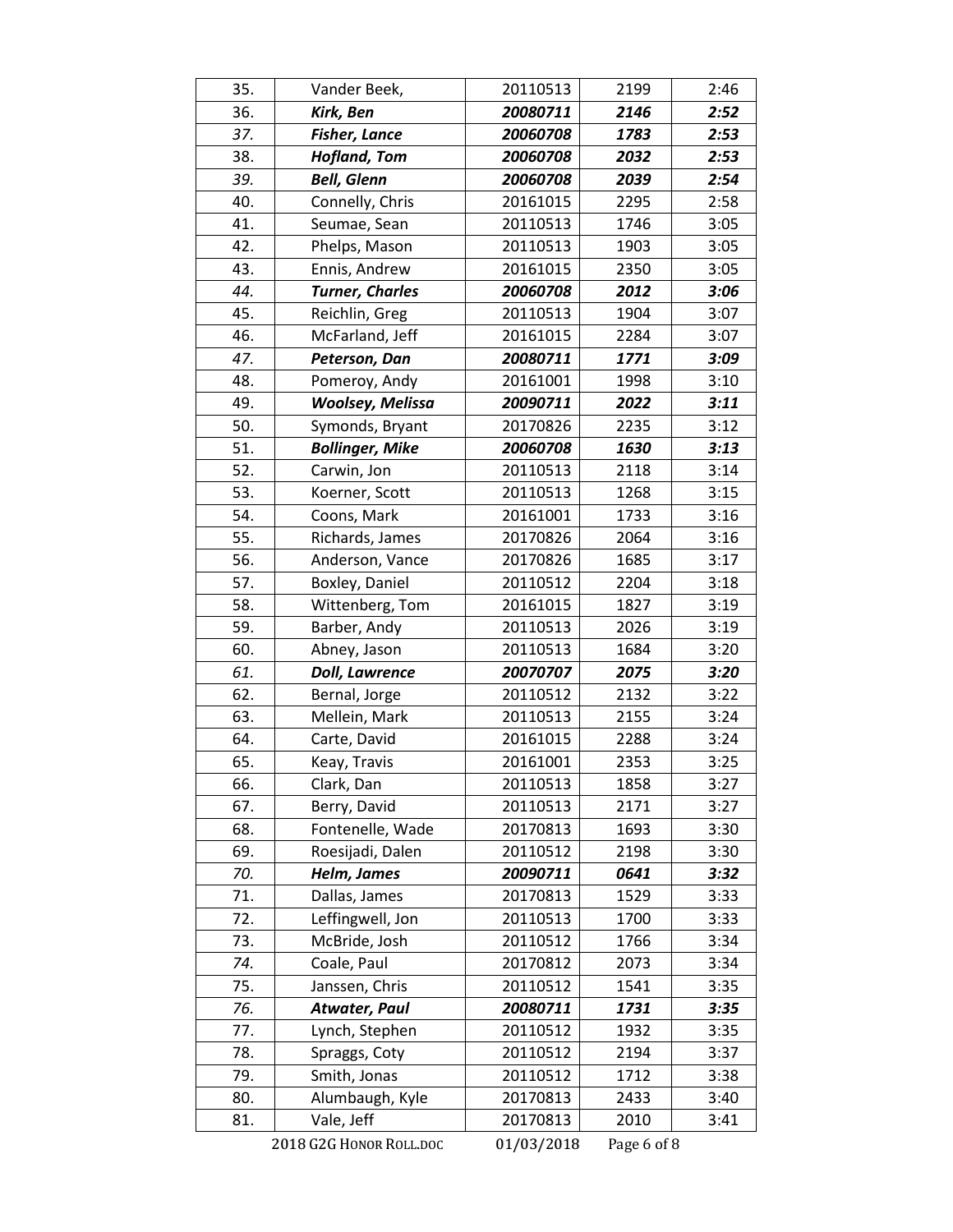| | | | | |
|---|---|---|---|---|
| 35. | Vander Beek, | 20110513 | 2199 | 2:46 |
| 36. | ***Kirk, Ben*** | ***20080711*** | ***2146*** | ***2:52*** |
| *37.* | ***Fisher, Lance*** | ***20060708*** | ***1783*** | ***2:53*** |
| 38. | ***Hofland, Tom*** | ***20060708*** | ***2032*** | ***2:53*** |
| *39.* | ***Bell, Glenn*** | ***20060708*** | ***2039*** | ***2:54*** |
| 40. | Connelly, Chris | 20161015 | 2295 | 2:58 |
| 41. | Seumae, Sean | 20110513 | 1746 | 3:05 |
| 42. | Phelps, Mason | 20110513 | 1903 | 3:05 |
| 43. | Ennis, Andrew | 20161015 | 2350 | 3:05 |
| *44.* | ***Turner, Charles*** | ***20060708*** | ***2012*** | ***3:06*** |
| 45. | Reichlin, Greg | 20110513 | 1904 | 3:07 |
| 46. | McFarland, Jeff | 20161015 | 2284 | 3:07 |
| *47.* | ***Peterson, Dan*** | ***20080711*** | ***1771*** | ***3:09*** |
| 48. | Pomeroy, Andy | 20161001 | 1998 | 3:10 |
| 49. | ***Woolsey, Melissa*** | ***20090711*** | ***2022*** | ***3:11*** |
| 50. | Symonds, Bryant | 20170826 | 2235 | 3:12 |
| 51. | ***Bollinger, Mike*** | ***20060708*** | ***1630*** | ***3:13*** |
| 52. | Carwin, Jon | 20110513 | 2118 | 3:14 |
| 53. | Koerner, Scott | 20110513 | 1268 | 3:15 |
| 54. | Coons, Mark | 20161001 | 1733 | 3:16 |
| 55. | Richards, James | 20170826 | 2064 | 3:16 |
| 56. | Anderson, Vance | 20170826 | 1685 | 3:17 |
| 57. | Boxley, Daniel | 20110512 | 2204 | 3:18 |
| 58. | Wittenberg, Tom | 20161015 | 1827 | 3:19 |
| 59. | Barber, Andy | 20110513 | 2026 | 3:19 |
| 60. | Abney, Jason | 20110513 | 1684 | 3:20 |
| *61.* | ***Doll, Lawrence*** | ***20070707*** | ***2075*** | ***3:20*** |
| 62. | Bernal, Jorge | 20110512 | 2132 | 3:22 |
| 63. | Mellein, Mark | 20110513 | 2155 | 3:24 |
| 64. | Carte, David | 20161015 | 2288 | 3:24 |
| 65. | Keay, Travis | 20161001 | 2353 | 3:25 |
| 66. | Clark, Dan | 20110513 | 1858 | 3:27 |
| 67. | Berry, David | 20110513 | 2171 | 3:27 |
| 68. | Fontenelle, Wade | 20170813 | 1693 | 3:30 |
| 69. | Roesijadi, Dalen | 20110512 | 2198 | 3:30 |
| *70.* | ***Helm, James*** | ***20090711*** | ***0641*** | ***3:32*** |
| 71. | Dallas, James | 20170813 | 1529 | 3:33 |
| 72. | Leffingwell, Jon | 20110513 | 1700 | 3:33 |
| 73. | McBride, Josh | 20110512 | 1766 | 3:34 |
| *74.* | Coale, Paul | 20170812 | 2073 | 3:34 |
| 75. | Janssen, Chris | 20110512 | 1541 | 3:35 |
| *76.* | ***Atwater, Paul*** | ***20080711*** | ***1731*** | ***3:35*** |
| 77. | Lynch, Stephen | 20110512 | 1932 | 3:35 |
| 78. | Spraggs, Coty | 20110512 | 2194 | 3:37 |
| 79. | Smith, Jonas | 20110512 | 1712 | 3:38 |
| 80. | Alumbaugh, Kyle | 20170813 | 2433 | 3:40 |
| 81. | Vale, Jeff | 20170813 | 2010 | 3:41 |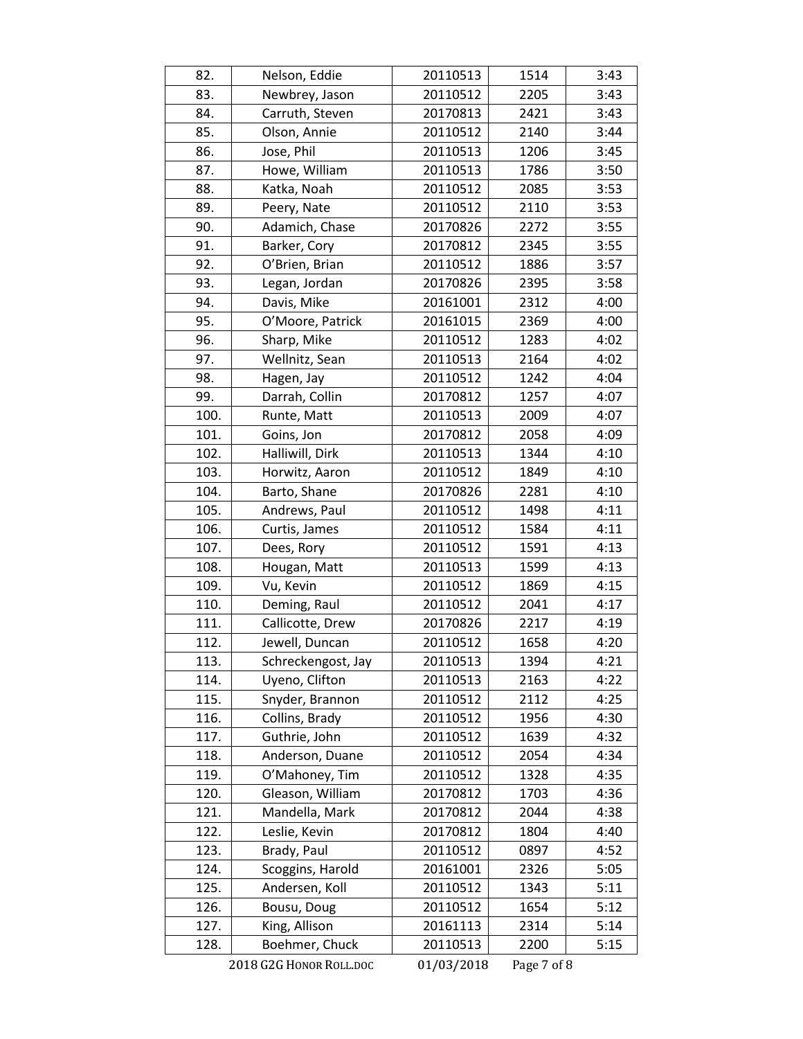| 82. | Nelson, Eddie | 20110513 | 1514 | 3:43 |
|---|---|---|---|---|
| 83. | Newbrey, Jason | 20110512 | 2205 | 3:43 |
| 84. | Carruth, Steven | 20170813 | 2421 | 3:43 |
| 85. | Olson, Annie | 20110512 | 2140 | 3:44 |
| 86. | Jose, Phil | 20110513 | 1206 | 3:45 |
| 87. | Howe, William | 20110513 | 1786 | 3:50 |
| 88. | Katka, Noah | 20110512 | 2085 | 3:53 |
| 89. | Peery, Nate | 20110512 | 2110 | 3:53 |
| 90. | Adamich, Chase | 20170826 | 2272 | 3:55 |
| 91. | Barker, Cory | 20170812 | 2345 | 3:55 |
| 92. | O'Brien, Brian | 20110512 | 1886 | 3:57 |
| 93. | Legan, Jordan | 20170826 | 2395 | 3:58 |
| 94. | Davis, Mike | 20161001 | 2312 | 4:00 |
| 95. | O'Moore, Patrick | 20161015 | 2369 | 4:00 |
| 96. | Sharp, Mike | 20110512 | 1283 | 4:02 |
| 97. | Wellnitz, Sean | 20110513 | 2164 | 4:02 |
| 98. | Hagen, Jay | 20110512 | 1242 | 4:04 |
| 99. | Darrah, Collin | 20170812 | 1257 | 4:07 |
| 100. | Runte, Matt | 20110513 | 2009 | 4:07 |
| 101. | Goins, Jon | 20170812 | 2058 | 4:09 |
| 102. | Halliwill, Dirk | 20110513 | 1344 | 4:10 |
| 103. | Horwitz, Aaron | 20110512 | 1849 | 4:10 |
| 104. | Barto, Shane | 20170826 | 2281 | 4:10 |
| 105. | Andrews, Paul | 20110512 | 1498 | 4:11 |
| 106. | Curtis, James | 20110512 | 1584 | 4:11 |
| 107. | Dees, Rory | 20110512 | 1591 | 4:13 |
| 108. | Hougan, Matt | 20110513 | 1599 | 4:13 |
| 109. | Vu, Kevin | 20110512 | 1869 | 4:15 |
| 110. | Deming, Raul | 20110512 | 2041 | 4:17 |
| 111. | Callicotte, Drew | 20170826 | 2217 | 4:19 |
| 112. | Jewell, Duncan | 20110512 | 1658 | 4:20 |
| 113. | Schreckengost, Jay | 20110513 | 1394 | 4:21 |
| 114. | Uyeno, Clifton | 20110513 | 2163 | 4:22 |
| 115. | Snyder, Brannon | 20110512 | 2112 | 4:25 |
| 116. | Collins, Brady | 20110512 | 1956 | 4:30 |
| 117. | Guthrie, John | 20110512 | 1639 | 4:32 |
| 118. | Anderson, Duane | 20110512 | 2054 | 4:34 |
| 119. | O'Mahoney, Tim | 20110512 | 1328 | 4:35 |
| 120. | Gleason, William | 20170812 | 1703 | 4:36 |
| 121. | Mandella, Mark | 20170812 | 2044 | 4:38 |
| 122. | Leslie, Kevin | 20170812 | 1804 | 4:40 |
| 123. | Brady, Paul | 20110512 | 0897 | 4:52 |
| 124. | Scoggins, Harold | 20161001 | 2326 | 5:05 |
| 125. | Andersen, Koll | 20110512 | 1343 | 5:11 |
| 126. | Bousu, Doug | 20110512 | 1654 | 5:12 |
| 127. | King, Allison | 20161113 | 2314 | 5:14 |
| 128. | Boehmer, Chuck | 20110513 | 2200 | 5:15 |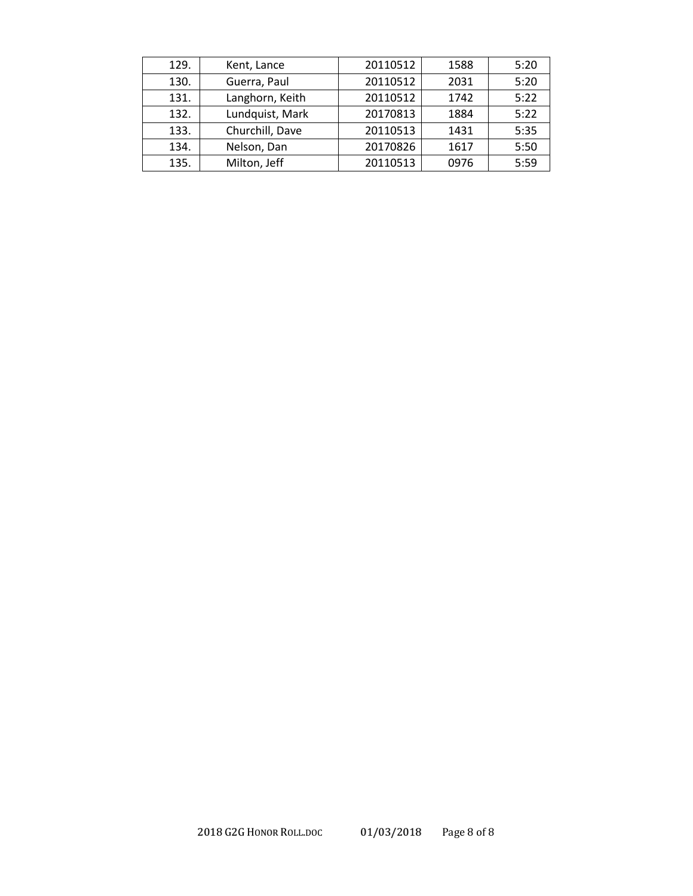| | | | | |
|---|---|---|---|---|
| 129. | Kent, Lance | 20110512 | 1588 | 5:20 |
| 130. | Guerra, Paul | 20110512 | 2031 | 5:20 |
| 131. | Langhorn, Keith | 20110512 | 1742 | 5:22 |
| 132. | Lundquist, Mark | 20170813 | 1884 | 5:22 |
| 133. | Churchill, Dave | 20110513 | 1431 | 5:35 |
| 134. | Nelson, Dan | 20170826 | 1617 | 5:50 |
| 135. | Milton, Jeff | 20110513 | 0976 | 5:59 |